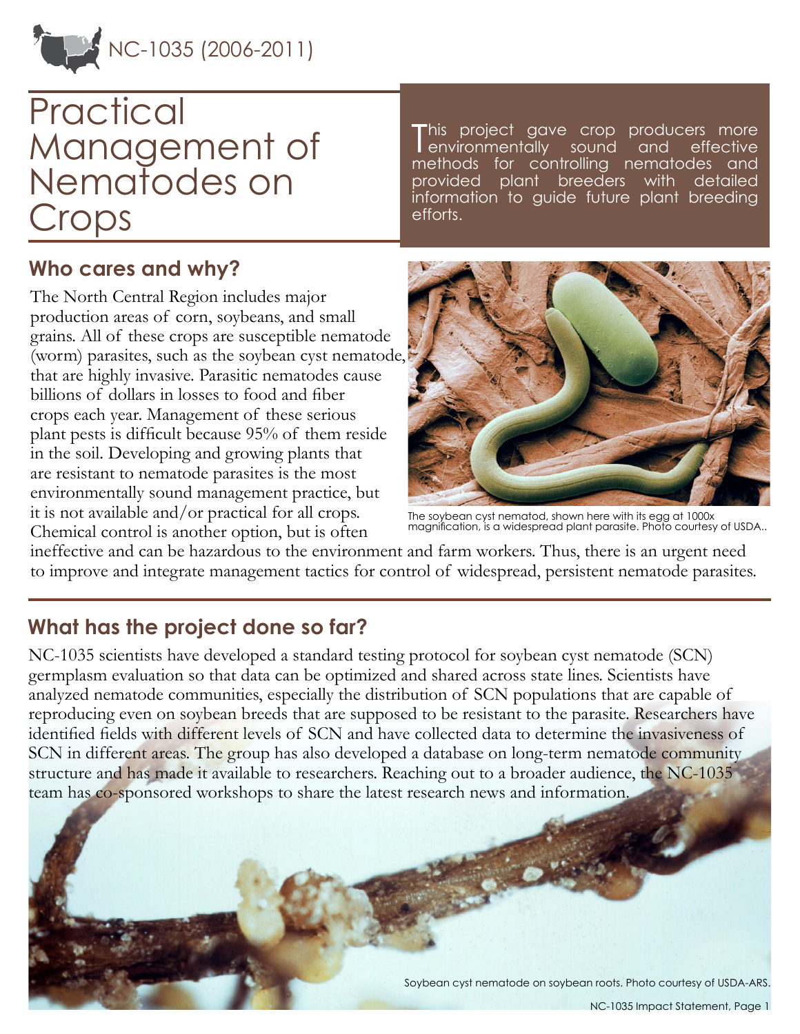NC-1035 (2006-2011)

# Practical Management of Nematodes on Crops

This project gave crop producers more environmentally sound and effective methods for controlling nematodes and provided plant breeders with detailed information to guide future plant breeding efforts.

## Who cares and why?

The North Central Region includes major production areas of corn, soybeans, and small grains. All of these crops are susceptible nematode (worm) parasites, such as the soybean cyst nematode, that are highly invasive. Parasitic nematodes cause billions of dollars in losses to food and fiber crops each year. Management of these serious plant pests is difficult because 95% of them reside in the soil. Developing and growing plants that are resistant to nematode parasites is the most environmentally sound management practice, but it is not available and/or practical for all crops. Chemical control is another option, but is often ineffective and can be hazardous to the environment and farm workers. Thus, there is an urgent need to improve and integrate management tactics for control of widespread, persistent nematode parasites.

The soybean cyst nematod, shown here with its egg at 1000x magnification, is a widespread plant parasite. Photo courtesy of USDA..

## What has the project done so far?

NC-1035 scientists have developed a standard testing protocol for soybean cyst nematode (SCN) germplasm evaluation so that data can be optimized and shared across state lines. Scientists have analyzed nematode communities, especially the distribution of SCN populations that are capable of reproducing even on soybean breeds that are supposed to be resistant to the parasite. Researchers have identified fields with different levels of SCN and have collected data to determine the invasiveness of SCN in different areas. The group has also developed a database on long-term nematode community structure and has made it available to researchers. Reaching out to a broader audience, the NC-1035 team has co-sponsored workshops to share the latest research news and information.

Soybean cyst nematode on soybean roots. Photo courtesy of USDA-ARS.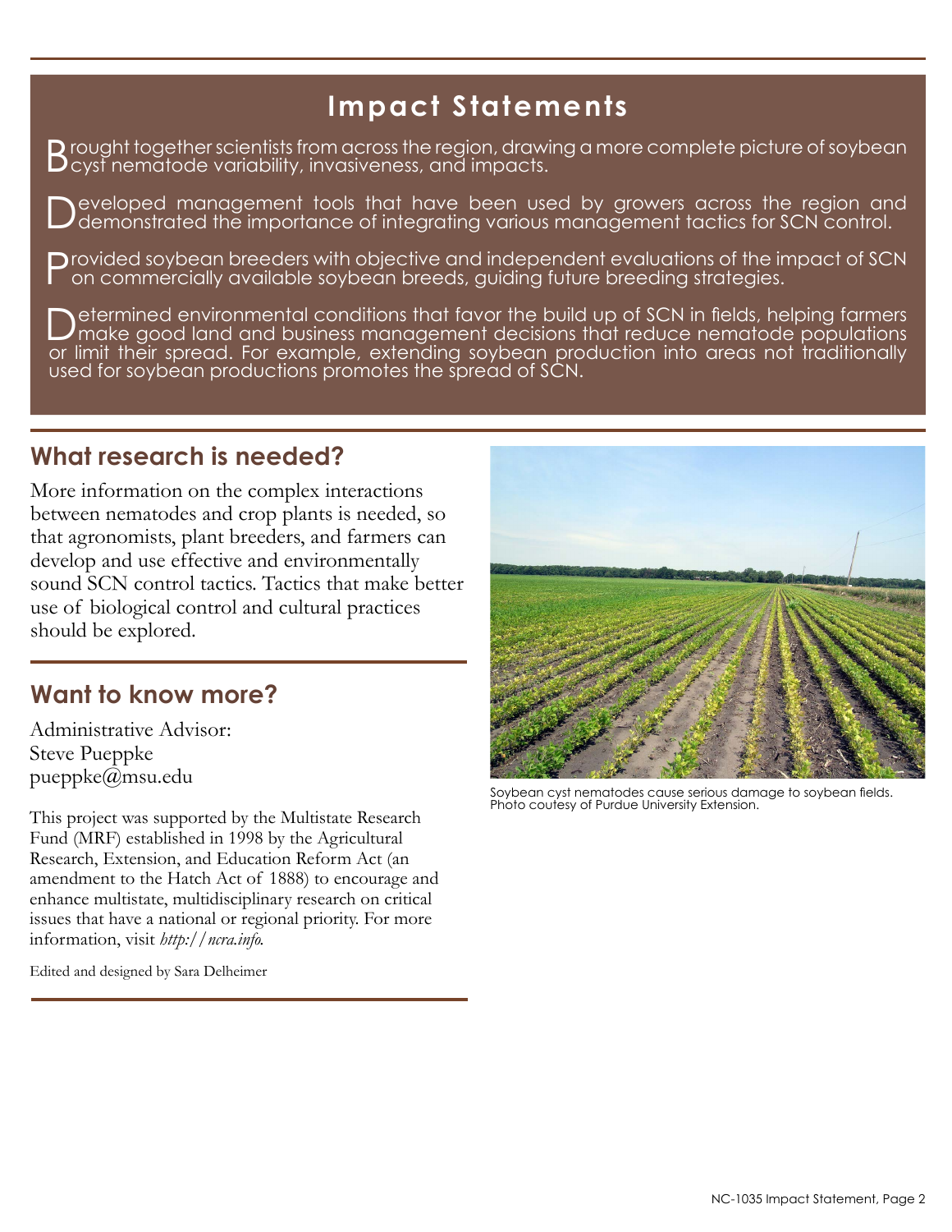## Impact Statements

Brought together scientists from across the region, drawing a more complete picture of soybean cyst nematode variability, invasiveness, and impacts.

Developed management tools that have been used by growers across the region and demonstrated the importance of integrating various management tactics for SCN control.

Provided soybean breeders with objective and independent evaluations of the impact of SCN on commercially available soybean breeds, guiding future breeding strategies.

Determined environmental conditions that favor the build up of SCN in fields, helping farmers make good land and business management decisions that reduce nematode populations or limit their spread. For example, extending soybean production into areas not traditionally used for soybean productions promotes the spread of SCN.

## What research is needed?

More information on the complex interactions between nematodes and crop plants is needed, so that agronomists, plant breeders, and farmers can develop and use effective and environmentally sound SCN control tactics. Tactics that make better use of biological control and cultural practices should be explored.

Soybean cyst nematodes cause serious damage to soybean fields. Photo coutesy of Purdue University Extension.

## Want to know more?

Administrative Advisor:
Steve Pueppke
pueppke@msu.edu

This project was supported by the Multistate Research Fund (MRF) established in 1998 by the Agricultural Research, Extension, and Education Reform Act (an amendment to the Hatch Act of 1888) to encourage and enhance multistate, multidisciplinary research on critical issues that have a national or regional priority. For more information, visit *http://ncra.info.*

Edited and designed by Sara Delheimer